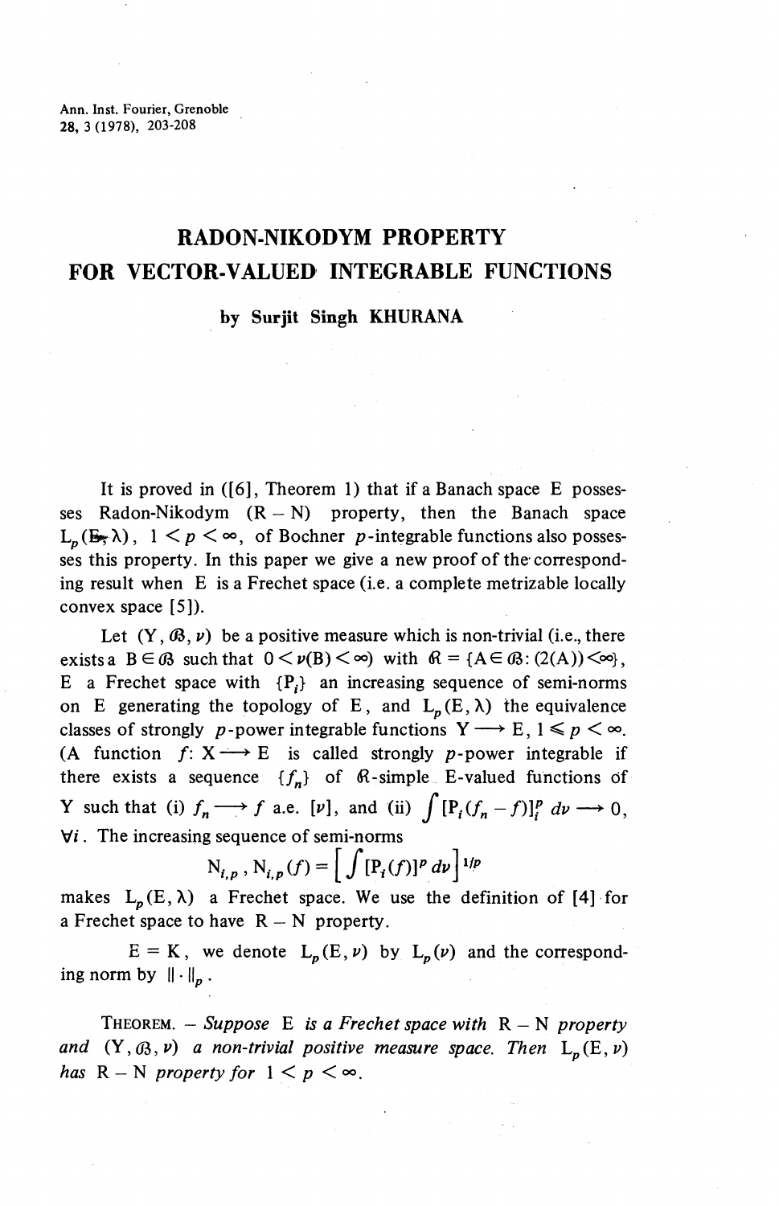# RADON-NIKODYM PROPERTY FOR VECTOR-VALUED INTEGRABLE FUNCTIONS

**by Surjit Singh KHURANA**

It is proved in ([6], Theorem 1) that if a Banach space E possesses Radon-Nikodym (R – N) property, then the Banach space $L_p(E, \lambda)$, $1 < p < \infty$, of Bochner $p$-integrable functions also possesses this property. In this paper we give a new proof of the corresponding result when E is a Frechet space (i.e. a complete metrizable locally convex space [5]).

Let $(Y, \mathcal{B}, \nu)$ be a positive measure which is non-trivial (i.e., there exists a $B \in \mathcal{B}$ such that $0 < \nu(B) < \infty$) with $\mathcal{R} = \{A \in \mathcal{B} : (2(A)) < \infty\}$, E a Frechet space with $\{P_i\}$ an increasing sequence of semi-norms on E generating the topology of E, and $L_p(E, \lambda)$ the equivalence classes of strongly $p$-power integrable functions $Y \longrightarrow E$, $1 \leqslant p < \infty$. (A function $f : X \longrightarrow E$ is called strongly $p$-power integrable if there exists a sequence $\{f_n\}$ of $\mathcal{R}$-simple E-valued functions of Y such that (i) $f_n \longrightarrow f$ a.e. $[\nu]$, and (ii) $\int [P_i(f_n - f)]_i^p \, d\nu \longrightarrow 0$, $\forall i$. The increasing sequence of semi-norms

$$N_{i,p}, \; N_{i,p}(f) = \left[ \int [P_i(f)]^p \, d\nu \right]^{1/p}$$

makes $L_p(E, \lambda)$ a Frechet space. We use the definition of [4] for a Frechet space to have R – N property.

E = K, we denote $L_p(E, \nu)$ by $L_p(\nu)$ and the corresponding norm by $\| \cdot \|_p$.

THEOREM. – *Suppose* E *is a Frechet space with* R – N *property and* $(Y, \mathcal{B}, \nu)$ *a non-trivial positive measure space. Then* $L_p(E, \nu)$ *has* R – N *property for* $1 < p < \infty$.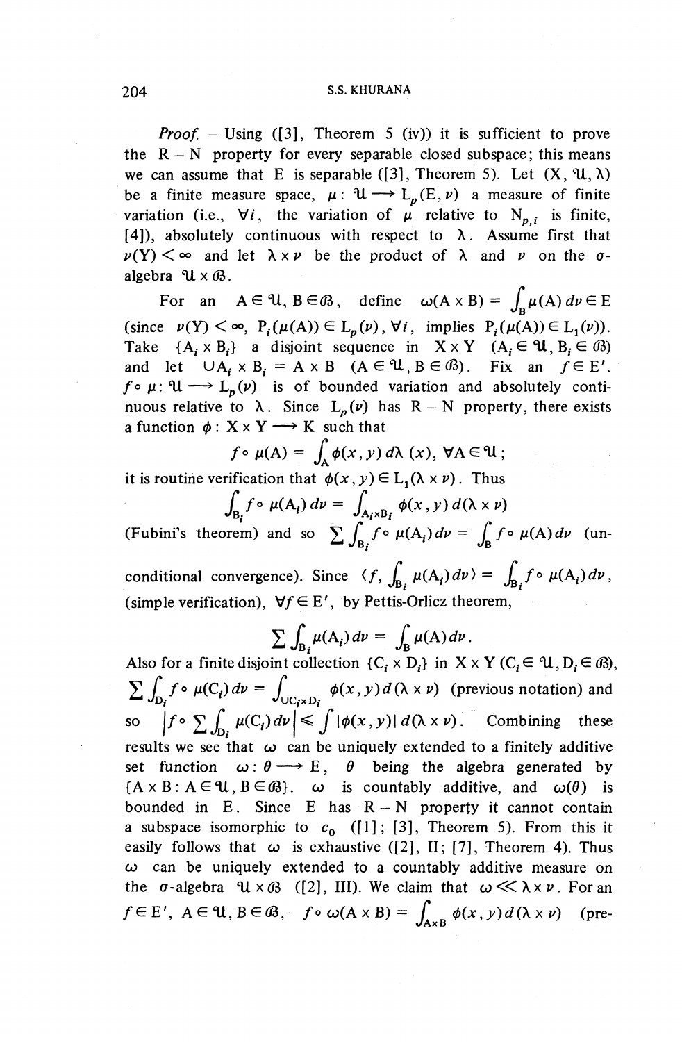*Proof.* – Using ([3], Theorem 5 (iv)) it is sufficient to prove the R – N property for every separable closed subspace; this means we can assume that E is separable ([3], Theorem 5). Let $(X, \mathfrak{U}, \lambda)$ be a finite measure space, $\mu : \mathfrak{U} \longrightarrow L_p(E, \nu)$ a measure of finite variation (i.e., $\forall i$, the variation of $\mu$ relative to $N_{p,i}$ is finite, [4]), absolutely continuous with respect to $\lambda$. Assume first that $\nu(Y) < \infty$ and let $\lambda \times \nu$ be the product of $\lambda$ and $\nu$ on the $\sigma$-algebra $\mathfrak{U} \times \mathcal{B}$.

For an $A \in \mathfrak{U}, B \in \mathcal{B}$, define $\omega(A \times B) = \int_B \mu(A)\, d\nu \in E$ (since $\nu(Y) < \infty$, $P_i(\mu(A)) \in L_p(\nu)$, $\forall i$, implies $P_i(\mu(A)) \in L_1(\nu)$). Take $\{A_i \times B_i\}$ a disjoint sequence in $X \times Y$ ($A_i \in \mathfrak{U}, B_i \in \mathcal{B}$) and let $\cup A_i \times B_i = A \times B$ ($A \in \mathfrak{U}, B \in \mathcal{B}$). Fix an $f \in E'$. $f \circ \mu : \mathfrak{U} \longrightarrow L_p(\nu)$ is of bounded variation and absolutely continuous relative to $\lambda$. Since $L_p(\nu)$ has R – N property, there exists a function $\phi : X \times Y \longrightarrow K$ such that

$$f \circ \mu(A) = \int_A \phi(x, y)\, d\lambda\,(x),\ \forall A \in \mathfrak{U};$$

it is routine verification that $\phi(x, y) \in L_1(\lambda \times \nu)$. Thus

$$\int_{B_i} f \circ \mu(A_i)\, d\nu = \int_{A_i \times B_i} \phi(x, y)\, d(\lambda \times \nu)$$

(Fubini's theorem) and so $\sum \int_{B_i} f \circ \mu(A_i)\, d\nu = \int_B f \circ \mu(A)\, d\nu$ (unconditional convergence). Since $\langle f, \int_{B_i} \mu(A_i)\, d\nu \rangle = \int_{B_i} f \circ \mu(A_i)\, d\nu$, (simple verification), $\forall f \in E'$, by Pettis-Orlicz theorem,

$$\sum \int_{B_i} \mu(A_i)\, d\nu = \int_B \mu(A)\, d\nu .$$

Also for a finite disjoint collection $\{C_i \times D_i\}$ in $X \times Y$ ($C_i \in \mathfrak{U}, D_i \in \mathcal{B}$), $\sum \int_{D_i} f \circ \mu(C_i)\, d\nu = \int_{\cup C_i \times D_i} \phi(x, y)\, d(\lambda \times \nu)$ (previous notation) and so $\left| f \circ \sum \int_{D_i} \mu(C_i)\, d\nu \right| \leq \int |\phi(x, y)|\, d(\lambda \times \nu)$. Combining these results we see that $\omega$ can be uniquely extended to a finitely additive set function $\omega : \theta \longrightarrow E$, $\theta$ being the algebra generated by $\{A \times B : A \in \mathfrak{U}, B \in \mathcal{B}\}$. $\omega$ is countably additive, and $\omega(\theta)$ is bounded in E. Since E has R – N property it cannot contain a subspace isomorphic to $c_0$ ([1]; [3], Theorem 5). From this it easily follows that $\omega$ is exhaustive ([2], II; [7], Theorem 4). Thus $\omega$ can be uniquely extended to a countably additive measure on the $\sigma$-algebra $\mathfrak{U} \times \mathcal{B}$ ([2], III). We claim that $\omega \ll \lambda \times \nu$. For an $f \in E'$, $A \in \mathfrak{U}, B \in \mathcal{B}$, $f \circ \omega(A \times B) = \int_{A \times B} \phi(x, y)\, d(\lambda \times \nu)$ (pre-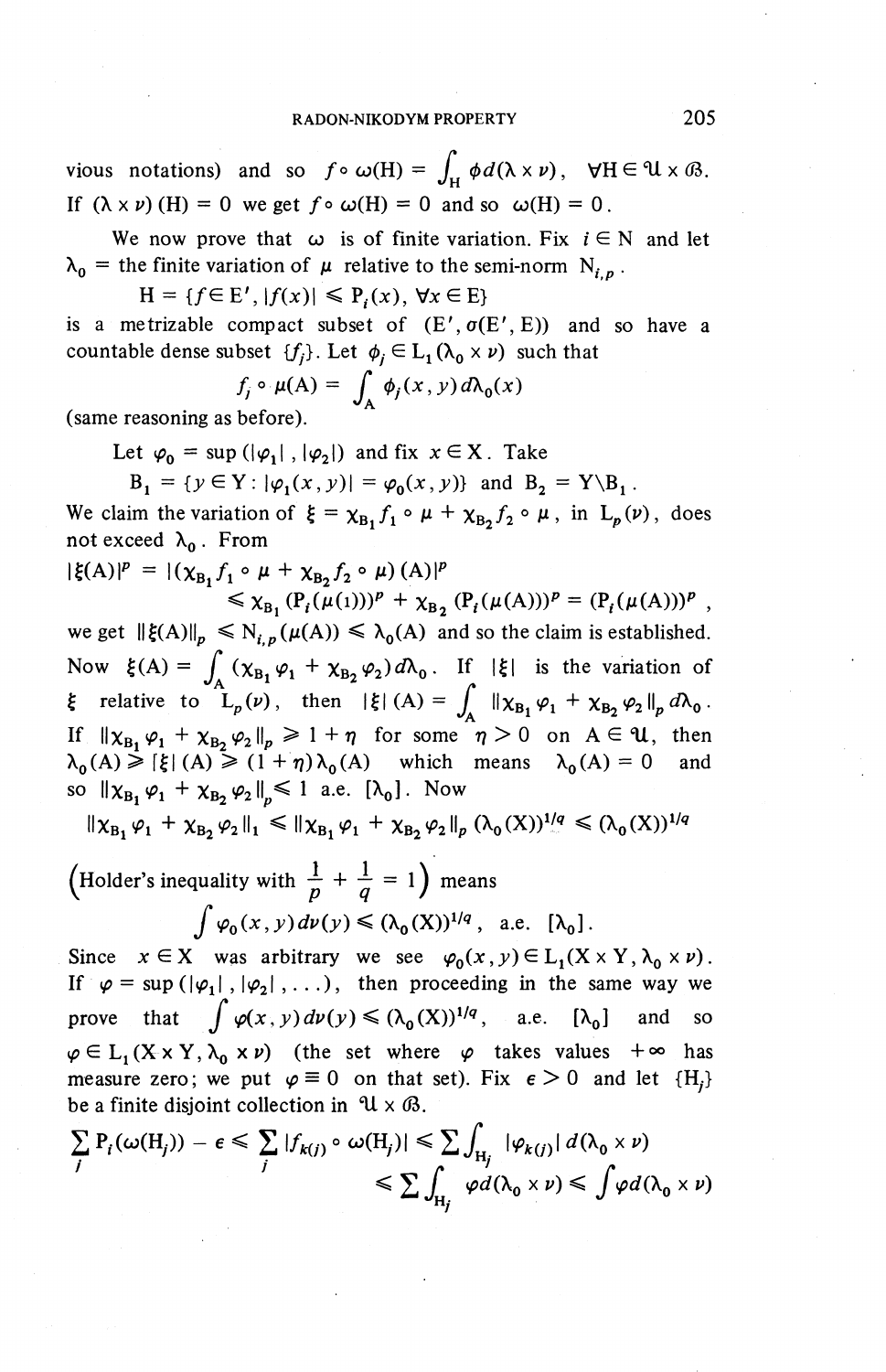vious notations) and so $f \circ \omega(\mathrm{H}) = \int_{\mathrm{H}} \phi \, d(\lambda \times \nu)$, $\forall \mathrm{H} \in \mathfrak{U} \times \mathcal{B}$. If $(\lambda \times \nu)(\mathrm{H}) = 0$ we get $f \circ \omega(\mathrm{H}) = 0$ and so $\omega(\mathrm{H}) = 0$.

We now prove that $\omega$ is of finite variation. Fix $i \in \mathrm{N}$ and let $\lambda_0 =$ the finite variation of $\mu$ relative to the semi-norm $\mathrm{N}_{i,p}$.

$$\mathrm{H} = \{f \in \mathrm{E}', |f(x)| \leqslant \mathrm{P}_i(x), \forall x \in \mathrm{E}\}$$

is a metrizable compact subset of $(\mathrm{E}', \sigma(\mathrm{E}', \mathrm{E}))$ and so have a countable dense subset $\{f_j\}$. Let $\phi_j \in \mathrm{L}_1(\lambda_0 \times \nu)$ such that

$$f_j \circ \mu(\mathrm{A}) = \int_{\mathrm{A}} \phi_j(x, y) \, d\lambda_0(x)$$

(same reasoning as before).

Let $\varphi_0 = \sup(|\varphi_1|, |\varphi_2|)$ and fix $x \in \mathrm{X}$. Take

$$\mathrm{B}_1 = \{y \in \mathrm{Y} : |\varphi_1(x, y)| = \varphi_0(x, y)\} \text{ and } \mathrm{B}_2 = \mathrm{Y} \backslash \mathrm{B}_1 .$$

We claim the variation of $\xi = \chi_{\mathrm{B}_1} f_1 \circ \mu + \chi_{\mathrm{B}_2} f_2 \circ \mu$, in $\mathrm{L}_p(\nu)$, does not exceed $\lambda_0$. From

$$|\xi(\mathrm{A})|^p = |(\chi_{\mathrm{B}_1} f_1 \circ \mu + \chi_{\mathrm{B}_2} f_2 \circ \mu)(\mathrm{A})|^p \leqslant \chi_{\mathrm{B}_1} (\mathrm{P}_i(\mu(\mathrm{1})))^p + \chi_{\mathrm{B}_2} (\mathrm{P}_i(\mu(\mathrm{A})))^p = (\mathrm{P}_i(\mu(\mathrm{A})))^p ,$$

we get $\|\xi(\mathrm{A})\|_p \leqslant \mathrm{N}_{i,p}(\mu(\mathrm{A})) \leqslant \lambda_0(\mathrm{A})$ and so the claim is established. Now $\xi(\mathrm{A}) = \int_{\mathrm{A}} (\chi_{\mathrm{B}_1} \varphi_1 + \chi_{\mathrm{B}_2} \varphi_2) d\lambda_0$. If $|\xi|$ is the variation of $\xi$ relative to $\mathrm{L}_p(\nu)$, then $|\xi|(\mathrm{A}) = \int_{\mathrm{A}} \|\chi_{\mathrm{B}_1} \varphi_1 + \chi_{\mathrm{B}_2} \varphi_2\|_p d\lambda_0$. If $\|\chi_{\mathrm{B}_1} \varphi_1 + \chi_{\mathrm{B}_2} \varphi_2\|_p \geqslant 1 + \eta$ for some $\eta > 0$ on $\mathrm{A} \in \mathfrak{U}$, then $\lambda_0(\mathrm{A}) \geqslant |\xi|(\mathrm{A}) \geqslant (1 + \eta)\lambda_0(\mathrm{A})$ which means $\lambda_0(\mathrm{A}) = 0$ and so $\|\chi_{\mathrm{B}_1} \varphi_1 + \chi_{\mathrm{B}_2} \varphi_2\|_p \leqslant 1$ a.e. $[\lambda_0]$. Now

$$\|\chi_{\mathrm{B}_1} \varphi_1 + \chi_{\mathrm{B}_2} \varphi_2\|_1 \leqslant \|\chi_{\mathrm{B}_1} \varphi_1 + \chi_{\mathrm{B}_2} \varphi_2\|_p (\lambda_0(\mathrm{X}))^{1/q} \leqslant (\lambda_0(\mathrm{X}))^{1/q}$$

(Holder's inequality with $\frac{1}{p} + \frac{1}{q} = 1$) means

$$\int \varphi_0(x, y) \, d\nu(y) \leqslant (\lambda_0(\mathrm{X}))^{1/q}, \quad \text{a.e. } [\lambda_0].$$

Since $x \in \mathrm{X}$ was arbitrary we see $\varphi_0(x, y) \in \mathrm{L}_1(\mathrm{X} \times \mathrm{Y}, \lambda_0 \times \nu)$. If $\varphi = \sup(|\varphi_1|, |\varphi_2|, \ldots)$, then proceeding in the same way we prove that $\int \varphi(x, y) \, d\nu(y) \leqslant (\lambda_0(\mathrm{X}))^{1/q}$, a.e. $[\lambda_0]$ and so $\varphi \in \mathrm{L}_1(\mathrm{X} \times \mathrm{Y}, \lambda_0 \times \nu)$ (the set where $\varphi$ takes values $+\infty$ has measure zero; we put $\varphi \equiv 0$ on that set). Fix $\epsilon > 0$ and let $\{\mathrm{H}_j\}$ be a finite disjoint collection in $\mathfrak{U} \times \mathcal{B}$.

$$\sum_j \mathrm{P}_i(\omega(\mathrm{H}_j)) - \epsilon \leqslant \sum_j |f_{k(j)} \circ \omega(\mathrm{H}_j)| \leqslant \sum \int_{\mathrm{H}_j} |\varphi_{k(j)}| \, d(\lambda_0 \times \nu) \leqslant \sum \int_{\mathrm{H}_j} \varphi \, d(\lambda_0 \times \nu) \leqslant \int \varphi \, d(\lambda_0 \times \nu)$$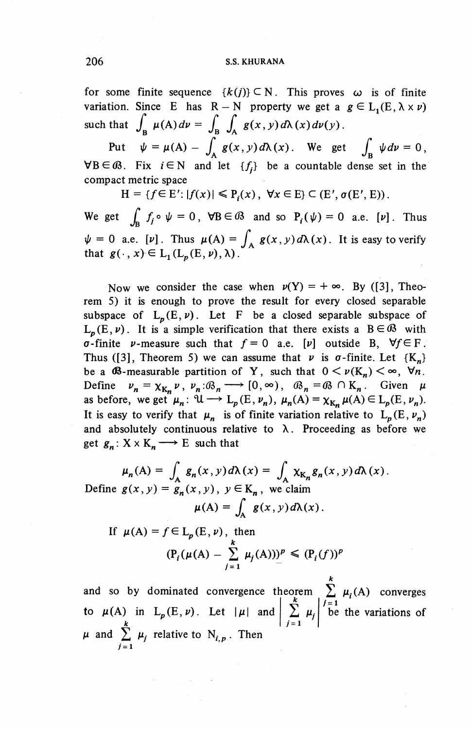for some finite sequence $\{k(j)\} \subset \mathbf{N}$. This proves $\omega$ is of finite variation. Since E has R − N property we get a $g \in L_1(E, \lambda \times \nu)$ such that $\int_B \mu(A)\, d\nu = \int_B \int_A g(x,y)\, d\lambda(x)\, d\nu(y)$.

Put $\psi = \mu(A) - \int_A g(x,y)\, d\lambda(x)$. We get $\int_B \psi\, d\nu = 0$, $\forall B \in \mathcal{B}$. Fix $i \in \mathbf{N}$ and let $\{f_j\}$ be a countable dense set in the compact metric space

$$H = \{f \in E' : |f(x)| \leqslant P_i(x),\ \forall x \in E\} \subset (E', \sigma(E', E)).$$

We get $\int_B f_j \circ \psi = 0$, $\forall B \in \mathcal{B}$ and so $P_i(\psi) = 0$ a.e. $[\nu]$. Thus $\psi = 0$ a.e. $[\nu]$. Thus $\mu(A) = \int_A g(x,y)\, d\lambda(x)$. It is easy to verify that $g(\cdot, x) \in L_1(L_p(E, \nu), \lambda)$.

Now we consider the case when $\nu(Y) = +\infty$. By ([3], Theorem 5) it is enough to prove the result for every closed separable subspace of $L_p(E, \nu)$. Let F be a closed separable subspace of $L_p(E, \nu)$. It is a simple verification that there exists a $B \in \mathcal{B}$ with $\sigma$-finite $\nu$-measure such that $f = 0$ a.e. $[\nu]$ outside B, $\forall f \in F$. Thus ([3], Theorem 5) we can assume that $\nu$ is $\sigma$-finite. Let $\{K_n\}$ be a $\mathcal{B}$-measurable partition of Y, such that $0 < \nu(K_n) < \infty$, $\forall n$. Define $\nu_n = \chi_{K_n} \nu$, $\nu_n : \mathcal{B}_n \longrightarrow [0, \infty)$, $\mathcal{B}_n = \mathcal{B} \cap K_n$. Given $\mu$ as before, we get $\mu_n : \mathcal{U} \longrightarrow L_p(E, \nu_n)$, $\mu_n(A) = \chi_{K_n} \mu(A) \in L_p(E, \nu_n)$. It is easy to verify that $\mu_n$ is of finite variation relative to $L_p(E, \nu_n)$ and absolutely continuous relative to $\lambda$. Proceeding as before we get $g_n : X \times K_n \longrightarrow E$ such that

$$\mu_n(A) = \int_A g_n(x,y)\, d\lambda(x) = \int_A \chi_{K_n} g_n(x,y)\, d\lambda(x).$$

Define $g(x,y) = g_n(x,y)$, $y \in K_n$, we claim

$$\mu(A) = \int_A g(x,y)\, d\lambda(x).$$

If $\mu(A) = f \in L_p(E, \nu)$, then

$$\Big(P_i\Big(\mu(A) - \sum_{j=1}^{k} \mu_j(A)\Big)\Big)^p \leqslant (P_i(f))^p$$

and so by dominated convergence theorem $\sum_{j=1}^{k} \mu_i(A)$ converges to $\mu(A)$ in $L_p(E, \nu)$. Let $|\mu|$ and $\left|\sum_{j=1}^{k} \mu_j\right|$ be the variations of $\mu$ and $\sum_{j=1}^{k} \mu_j$ relative to $N_{i,p}$. Then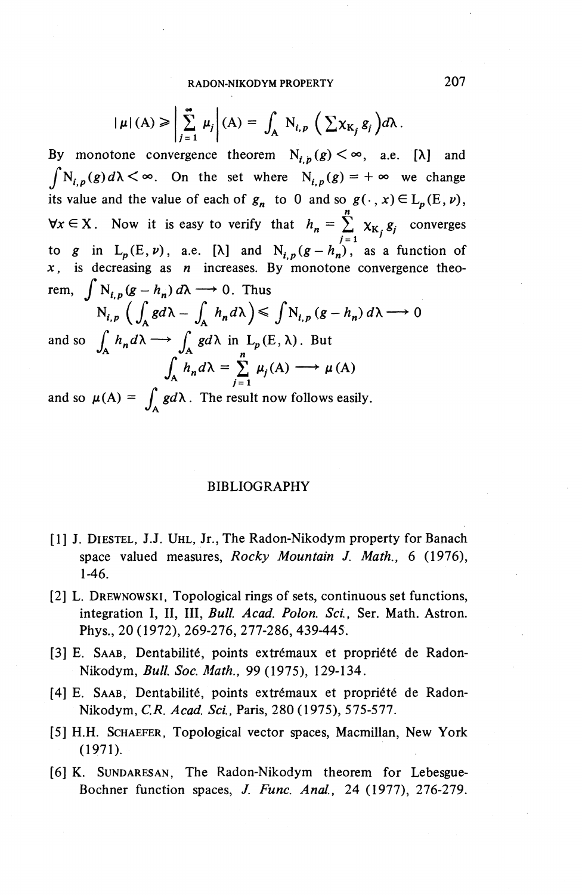$$|\mu|(A) \geqslant \left|\sum_{j=1}^{\infty} \mu_j\right|(A) = \int_A N_{i,p}\left(\sum \chi_{K_j} g_j\right) d\lambda .$$

By monotone convergence theorem $N_{i,p}(g) < \infty$, a.e. $[\lambda]$ and $\int N_{i,p}(g)\,d\lambda < \infty$. On the set where $N_{i,p}(g) = +\infty$ we change its value and the value of each of $g_n$ to 0 and so $g(\cdot\,, x) \in L_p(E, \nu)$, $\forall x \in X$. Now it is easy to verify that $h_n = \sum_{j=1}^{n} \chi_{K_j} g_j$ converges to $g$ in $L_p(E, \nu)$, a.e. $[\lambda]$ and $N_{i,p}(g - h_n)$, as a function of $x$, is decreasing as $n$ increases. By monotone convergence theorem, $\int N_{i,p}(g - h_n)\,d\lambda \longrightarrow 0$. Thus

$$N_{i,p}\left(\int_A g\,d\lambda - \int_A h_n\,d\lambda\right) \leqslant \int N_{i,p}(g - h_n)\,d\lambda \longrightarrow 0$$

and so $\int_A h_n\,d\lambda \longrightarrow \int_A g\,d\lambda$ in $L_p(E, \lambda)$. But

$$\int_A h_n\,d\lambda = \sum_{j=1}^{n} \mu_j(A) \longrightarrow \mu(A)$$

and so $\mu(A) = \int_A g\,d\lambda$. The result now follows easily.

## BIBLIOGRAPHY

[1] J. Diestel, J.J. Uhl, Jr., The Radon-Nikodym property for Banach space valued measures, *Rocky Mountain J. Math.*, 6 (1976), 1-46.

[2] L. Drewnowski, Topological rings of sets, continuous set functions, integration I, II, III, *Bull. Acad. Polon. Sci.*, Ser. Math. Astron. Phys., 20 (1972), 269-276, 277-286, 439-445.

[3] E. Saab, Dentabilité, points extrémaux et propriété de Radon-Nikodym, *Bull. Soc. Math.*, 99 (1975), 129-134.

[4] E. Saab, Dentabilité, points extrémaux et propriété de Radon-Nikodym, *C.R. Acad. Sci.*, Paris, 280 (1975), 575-577.

[5] H.H. Schaefer, Topological vector spaces, Macmillan, New York (1971).

[6] K. Sundaresan, The Radon-Nikodym theorem for Lebesgue-Bochner function spaces, *J. Func. Anal.*, 24 (1977), 276-279.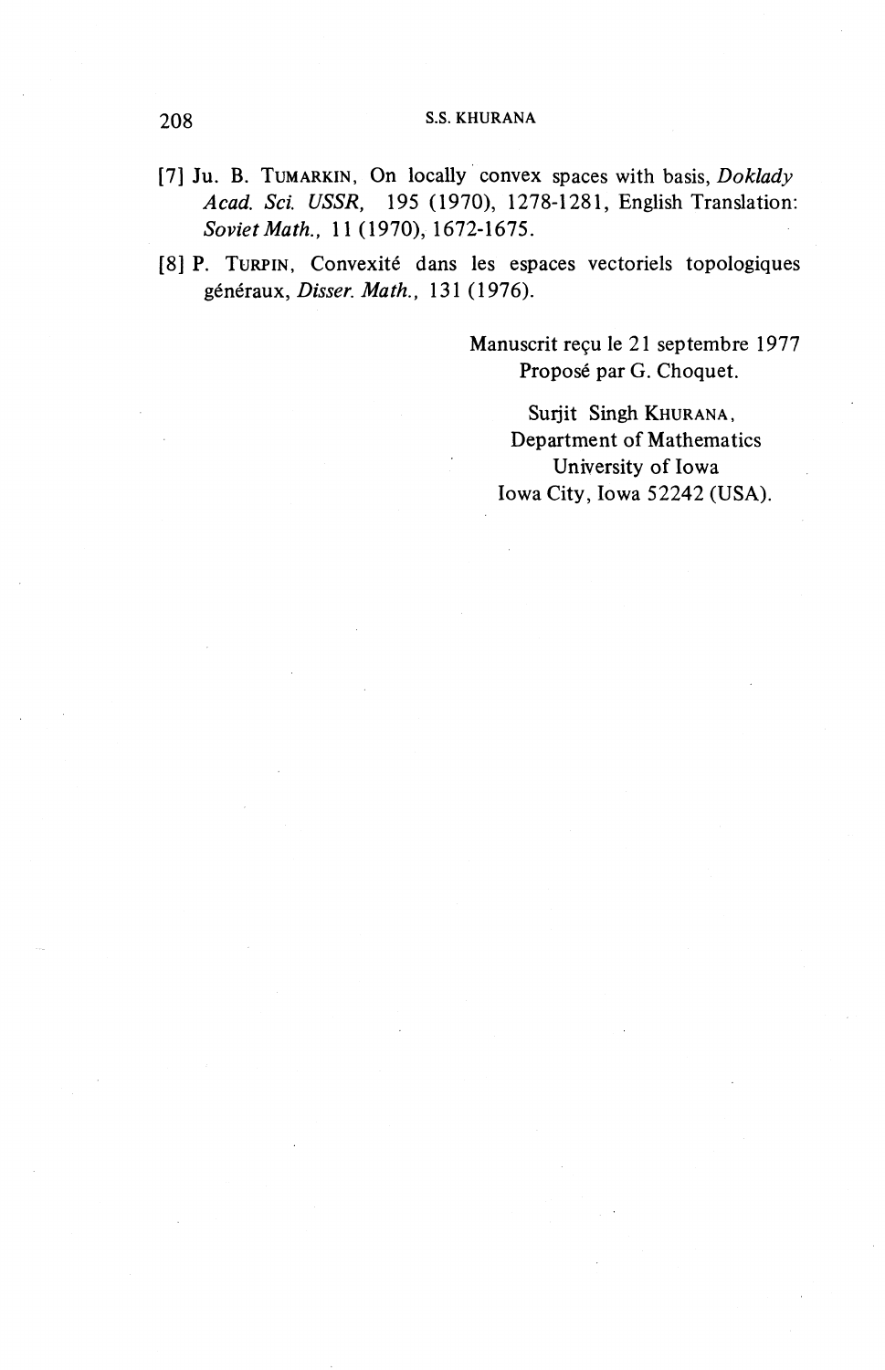[7] Ju. B. TUMARKIN, On locally convex spaces with basis, *Doklady Acad. Sci. USSR,* 195 (1970), 1278-1281, English Translation: *Soviet Math.,* 11 (1970), 1672-1675.

[8] P. TURPIN, Convexité dans les espaces vectoriels topologiques généraux, *Disser. Math.,* 131 (1976).

Manuscrit reçu le 21 septembre 1977
Proposé par G. Choquet.

Surjit Singh KHURANA,
Department of Mathematics
University of Iowa
Iowa City, Iowa 52242 (USA).